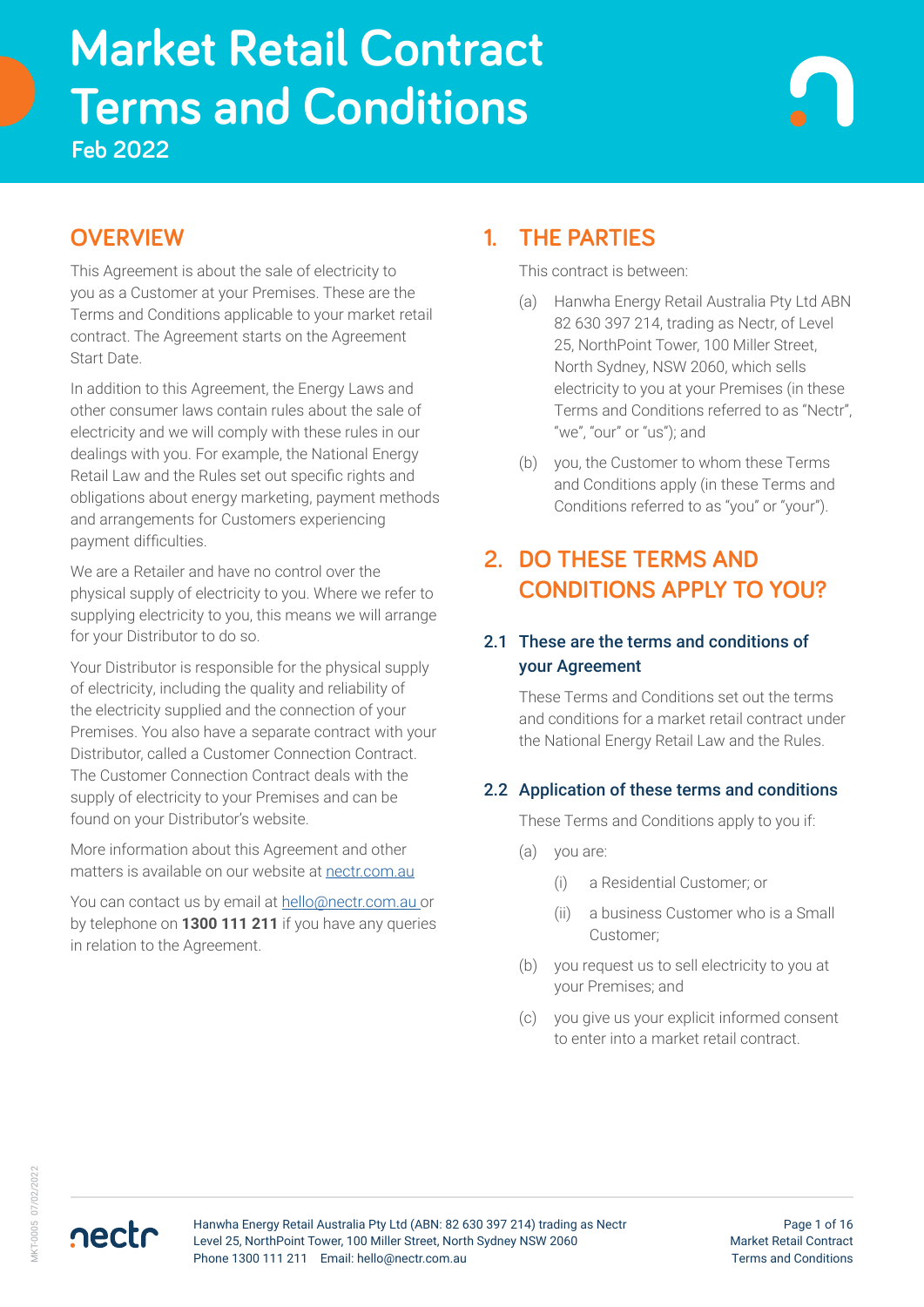# Market Retail Contract Terms and Conditions

Feb 2022

## OVERVIEW

This Agreement is about the sale of electricity to you as a Customer at your Premises. These are the Terms and Conditions applicable to your market retail contract. The Agreement starts on the Agreement Start Date.

In addition to this Agreement, the Energy Laws and other consumer laws contain rules about the sale of electricity and we will comply with these rules in our dealings with you. For example, the National Energy Retail Law and the Rules set out specific rights and obligations about energy marketing, payment methods and arrangements for Customers experiencing payment difficulties.

We are a Retailer and have no control over the physical supply of electricity to you. Where we refer to supplying electricity to you, this means we will arrange for your Distributor to do so.

Your Distributor is responsible for the physical supply of electricity, including the quality and reliability of the electricity supplied and the connection of your Premises. You also have a separate contract with your Distributor, called a Customer Connection Contract. The Customer Connection Contract deals with the supply of electricity to your Premises and can be found on your Distributor's website.

More information about this Agreement and other matters is available on our website at nectr.com.au

You can contact us by email at hello@nectr.com.au or by telephone on **1300 111 211** if you have any queries in relation to the Agreement.

## 1. THE PARTIES

This contract is between:

(a) Hanwha Energy Retail Australia Pty Ltd ABN 82 630 397 214, trading as Nectr, of Level 25, NorthPoint Tower, 100 Miller Street, North Sydney, NSW 2060, which sells electricity to you at your Premises (in these Terms and Conditions referred to as "Nectr", "we", "our" or "us"); and

(b) you, the Customer to whom these Terms and Conditions apply (in these Terms and Conditions referred to as "you" or "your").

## 2. DO THESE TERMS AND CONDITIONS APPLY TO YOU?

### 2.1 These are the terms and conditions of your Agreement

These Terms and Conditions set out the terms and conditions for a market retail contract under the National Energy Retail Law and the Rules.

### 2.2 Application of these terms and conditions

These Terms and Conditions apply to you if:

(a) you are:

(i) a Residential Customer; or

(ii) a business Customer who is a Small Customer;

(b) you request us to sell electricity to you at your Premises; and

(c) you give us your explicit informed consent to enter into a market retail contract.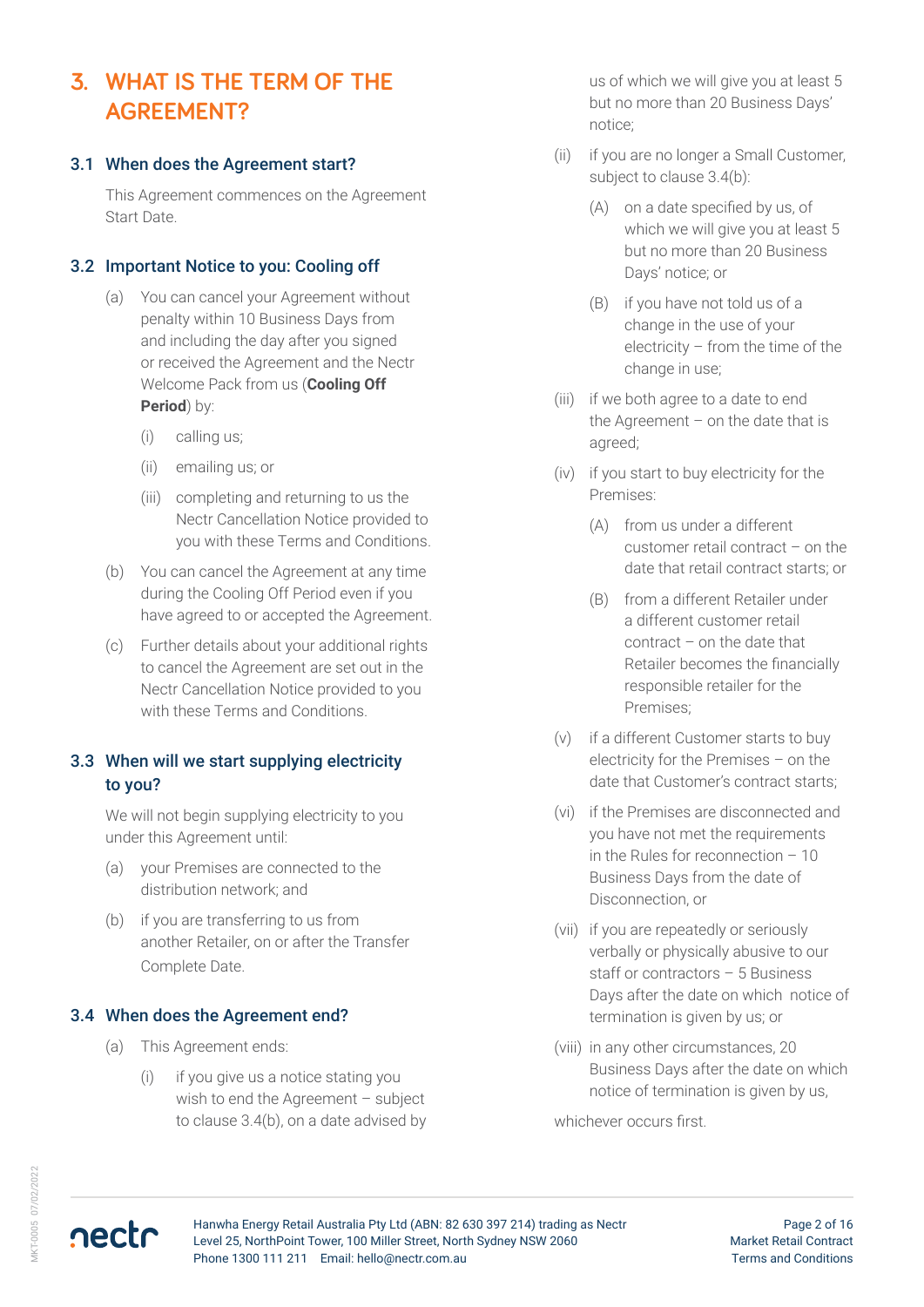# 3. WHAT IS THE TERM OF THE AGREEMENT?

## 3.1 When does the Agreement start?

This Agreement commences on the Agreement Start Date.

## 3.2 Important Notice to you: Cooling off

(a) You can cancel your Agreement without penalty within 10 Business Days from and including the day after you signed or received the Agreement and the Nectr Welcome Pack from us (**Cooling Off Period**) by:

(i) calling us;

(ii) emailing us; or

(iii) completing and returning to us the Nectr Cancellation Notice provided to you with these Terms and Conditions.

(b) You can cancel the Agreement at any time during the Cooling Off Period even if you have agreed to or accepted the Agreement.

(c) Further details about your additional rights to cancel the Agreement are set out in the Nectr Cancellation Notice provided to you with these Terms and Conditions.

## 3.3 When will we start supplying electricity to you?

We will not begin supplying electricity to you under this Agreement until:

(a) your Premises are connected to the distribution network; and

(b) if you are transferring to us from another Retailer, on or after the Transfer Complete Date.

## 3.4 When does the Agreement end?

(a) This Agreement ends:

(i) if you give us a notice stating you wish to end the Agreement – subject to clause 3.4(b), on a date advised by us of which we will give you at least 5 but no more than 20 Business Days' notice;

(ii) if you are no longer a Small Customer, subject to clause 3.4(b):

(A) on a date specified by us, of which we will give you at least 5 but no more than 20 Business Days' notice; or

(B) if you have not told us of a change in the use of your electricity – from the time of the change in use;

(iii) if we both agree to a date to end the Agreement – on the date that is agreed;

(iv) if you start to buy electricity for the Premises:

(A) from us under a different customer retail contract – on the date that retail contract starts; or

(B) from a different Retailer under a different customer retail contract – on the date that Retailer becomes the financially responsible retailer for the Premises;

(v) if a different Customer starts to buy electricity for the Premises – on the date that Customer's contract starts;

(vi) if the Premises are disconnected and you have not met the requirements in the Rules for reconnection – 10 Business Days from the date of Disconnection, or

(vii) if you are repeatedly or seriously verbally or physically abusive to our staff or contractors – 5 Business Days after the date on which notice of termination is given by us; or

(viii) in any other circumstances, 20 Business Days after the date on which notice of termination is given by us,

whichever occurs first.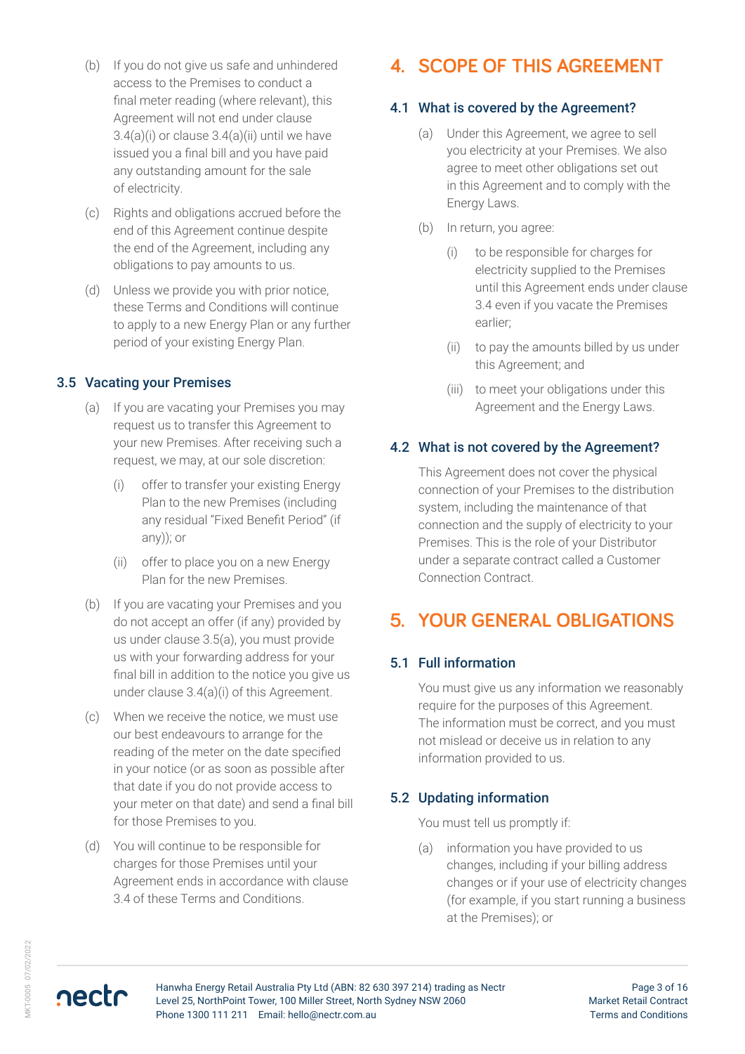(b) If you do not give us safe and unhindered access to the Premises to conduct a final meter reading (where relevant), this Agreement will not end under clause 3.4(a)(i) or clause 3.4(a)(ii) until we have issued you a final bill and you have paid any outstanding amount for the sale of electricity.

(c) Rights and obligations accrued before the end of this Agreement continue despite the end of the Agreement, including any obligations to pay amounts to us.

(d) Unless we provide you with prior notice, these Terms and Conditions will continue to apply to a new Energy Plan or any further period of your existing Energy Plan.

### 3.5 Vacating your Premises

(a) If you are vacating your Premises you may request us to transfer this Agreement to your new Premises. After receiving such a request, we may, at our sole discretion:

- (i) offer to transfer your existing Energy Plan to the new Premises (including any residual "Fixed Benefit Period" (if any)); or
- (ii) offer to place you on a new Energy Plan for the new Premises.

(b) If you are vacating your Premises and you do not accept an offer (if any) provided by us under clause 3.5(a), you must provide us with your forwarding address for your final bill in addition to the notice you give us under clause 3.4(a)(i) of this Agreement.

(c) When we receive the notice, we must use our best endeavours to arrange for the reading of the meter on the date specified in your notice (or as soon as possible after that date if you do not provide access to your meter on that date) and send a final bill for those Premises to you.

(d) You will continue to be responsible for charges for those Premises until your Agreement ends in accordance with clause 3.4 of these Terms and Conditions.

## 4. SCOPE OF THIS AGREEMENT

### 4.1 What is covered by the Agreement?

(a) Under this Agreement, we agree to sell you electricity at your Premises. We also agree to meet other obligations set out in this Agreement and to comply with the Energy Laws.

(b) In return, you agree:

- (i) to be responsible for charges for electricity supplied to the Premises until this Agreement ends under clause 3.4 even if you vacate the Premises earlier;
- (ii) to pay the amounts billed by us under this Agreement; and
- (iii) to meet your obligations under this Agreement and the Energy Laws.

### 4.2 What is not covered by the Agreement?

This Agreement does not cover the physical connection of your Premises to the distribution system, including the maintenance of that connection and the supply of electricity to your Premises. This is the role of your Distributor under a separate contract called a Customer Connection Contract.

## 5. YOUR GENERAL OBLIGATIONS

### 5.1 Full information

You must give us any information we reasonably require for the purposes of this Agreement. The information must be correct, and you must not mislead or deceive us in relation to any information provided to us.

### 5.2 Updating information

You must tell us promptly if:

(a) information you have provided to us changes, including if your billing address changes or if your use of electricity changes (for example, if you start running a business at the Premises); or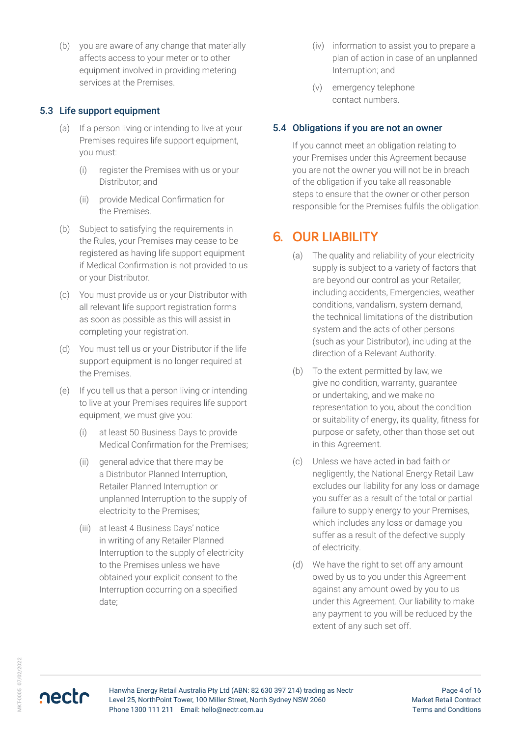(b) you are aware of any change that materially affects access to your meter or to other equipment involved in providing metering services at the Premises.

### 5.3 Life support equipment

(a) If a person living or intending to live at your Premises requires life support equipment, you must:

(i) register the Premises with us or your Distributor; and

(ii) provide Medical Confirmation for the Premises.

(b) Subject to satisfying the requirements in the Rules, your Premises may cease to be registered as having life support equipment if Medical Confirmation is not provided to us or your Distributor.

(c) You must provide us or your Distributor with all relevant life support registration forms as soon as possible as this will assist in completing your registration.

(d) You must tell us or your Distributor if the life support equipment is no longer required at the Premises.

(e) If you tell us that a person living or intending to live at your Premises requires life support equipment, we must give you:

(i) at least 50 Business Days to provide Medical Confirmation for the Premises;

(ii) general advice that there may be a Distributor Planned Interruption, Retailer Planned Interruption or unplanned Interruption to the supply of electricity to the Premises;

(iii) at least 4 Business Days' notice in writing of any Retailer Planned Interruption to the supply of electricity to the Premises unless we have obtained your explicit consent to the Interruption occurring on a specified date;

(iv) information to assist you to prepare a plan of action in case of an unplanned Interruption; and

(v) emergency telephone contact numbers.

### 5.4 Obligations if you are not an owner

If you cannot meet an obligation relating to your Premises under this Agreement because you are not the owner you will not be in breach of the obligation if you take all reasonable steps to ensure that the owner or other person responsible for the Premises fulfils the obligation.

## 6. OUR LIABILITY

(a) The quality and reliability of your electricity supply is subject to a variety of factors that are beyond our control as your Retailer, including accidents, Emergencies, weather conditions, vandalism, system demand, the technical limitations of the distribution system and the acts of other persons (such as your Distributor), including at the direction of a Relevant Authority.

(b) To the extent permitted by law, we give no condition, warranty, guarantee or undertaking, and we make no representation to you, about the condition or suitability of energy, its quality, fitness for purpose or safety, other than those set out in this Agreement.

(c) Unless we have acted in bad faith or negligently, the National Energy Retail Law excludes our liability for any loss or damage you suffer as a result of the total or partial failure to supply energy to your Premises, which includes any loss or damage you suffer as a result of the defective supply of electricity.

(d) We have the right to set off any amount owed by us to you under this Agreement against any amount owed by you to us under this Agreement. Our liability to make any payment to you will be reduced by the extent of any such set off.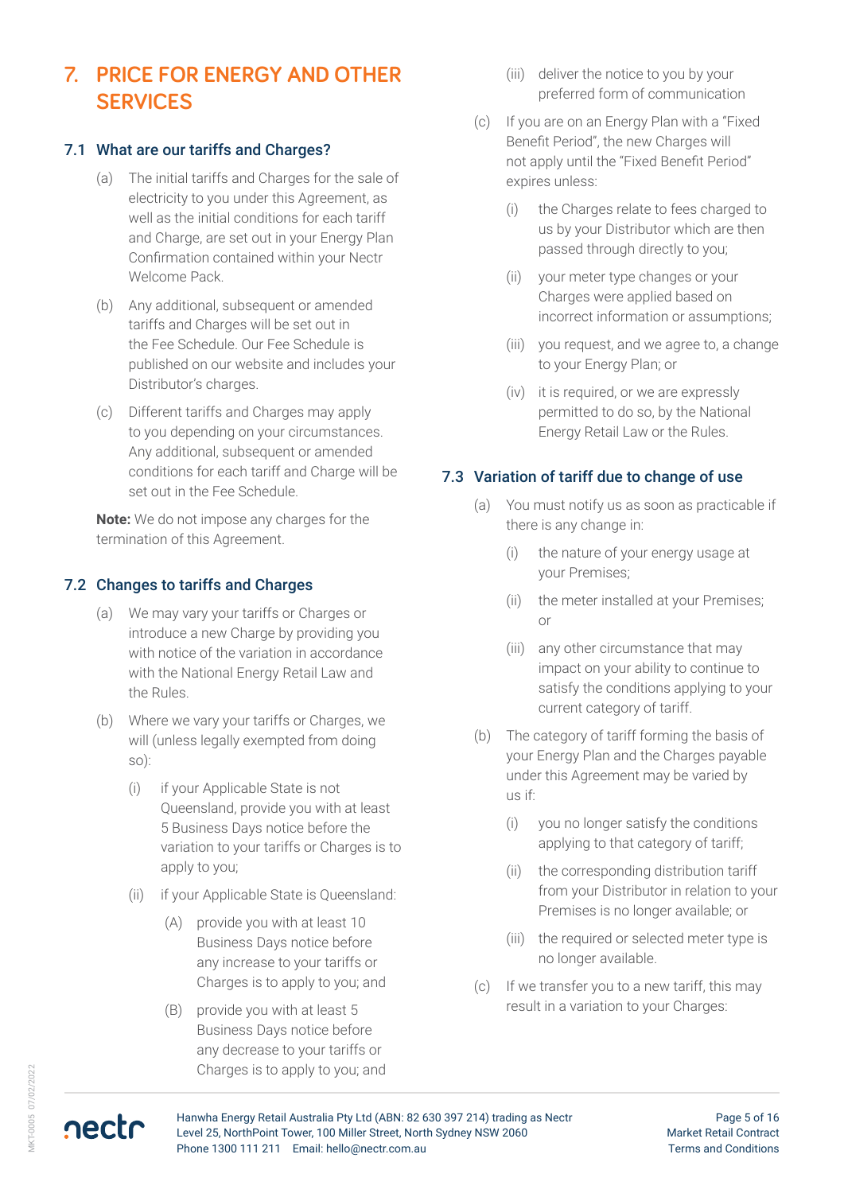# 7. PRICE FOR ENERGY AND OTHER SERVICES

## 7.1 What are our tariffs and Charges?

(a) The initial tariffs and Charges for the sale of electricity to you under this Agreement, as well as the initial conditions for each tariff and Charge, are set out in your Energy Plan Confirmation contained within your Nectr Welcome Pack.

(b) Any additional, subsequent or amended tariffs and Charges will be set out in the Fee Schedule. Our Fee Schedule is published on our website and includes your Distributor's charges.

(c) Different tariffs and Charges may apply to you depending on your circumstances. Any additional, subsequent or amended conditions for each tariff and Charge will be set out in the Fee Schedule.

**Note:** We do not impose any charges for the termination of this Agreement.

## 7.2 Changes to tariffs and Charges

(a) We may vary your tariffs or Charges or introduce a new Charge by providing you with notice of the variation in accordance with the National Energy Retail Law and the Rules.

(b) Where we vary your tariffs or Charges, we will (unless legally exempted from doing so):

- (i) if your Applicable State is not Queensland, provide you with at least 5 Business Days notice before the variation to your tariffs or Charges is to apply to you;
- (ii) if your Applicable State is Queensland:
  - (A) provide you with at least 10 Business Days notice before any increase to your tariffs or Charges is to apply to you; and
  - (B) provide you with at least 5 Business Days notice before any decrease to your tariffs or Charges is to apply to you; and
- (iii) deliver the notice to you by your preferred form of communication

(c) If you are on an Energy Plan with a "Fixed Benefit Period", the new Charges will not apply until the "Fixed Benefit Period" expires unless:

- (i) the Charges relate to fees charged to us by your Distributor which are then passed through directly to you;
- (ii) your meter type changes or your Charges were applied based on incorrect information or assumptions;
- (iii) you request, and we agree to, a change to your Energy Plan; or
- (iv) it is required, or we are expressly permitted to do so, by the National Energy Retail Law or the Rules.

## 7.3 Variation of tariff due to change of use

(a) You must notify us as soon as practicable if there is any change in:

- (i) the nature of your energy usage at your Premises;
- (ii) the meter installed at your Premises; or
- (iii) any other circumstance that may impact on your ability to continue to satisfy the conditions applying to your current category of tariff.

(b) The category of tariff forming the basis of your Energy Plan and the Charges payable under this Agreement may be varied by us if:

- (i) you no longer satisfy the conditions applying to that category of tariff;
- (ii) the corresponding distribution tariff from your Distributor in relation to your Premises is no longer available; or
- (iii) the required or selected meter type is no longer available.

(c) If we transfer you to a new tariff, this may result in a variation to your Charges: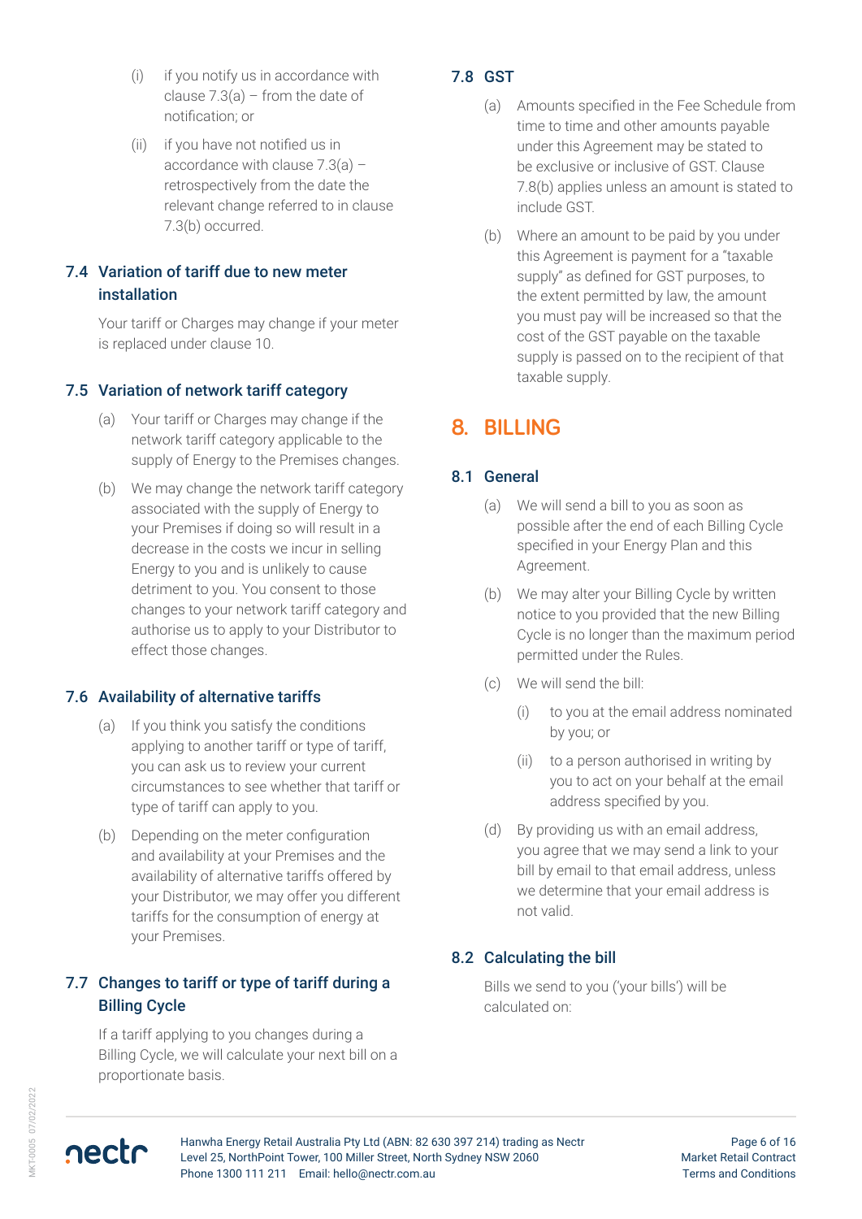(i) if you notify us in accordance with clause 7.3(a) – from the date of notification; or

(ii) if you have not notified us in accordance with clause 7.3(a) – retrospectively from the date the relevant change referred to in clause 7.3(b) occurred.

### 7.4 Variation of tariff due to new meter installation

Your tariff or Charges may change if your meter is replaced under clause 10.

### 7.5 Variation of network tariff category

(a) Your tariff or Charges may change if the network tariff category applicable to the supply of Energy to the Premises changes.

(b) We may change the network tariff category associated with the supply of Energy to your Premises if doing so will result in a decrease in the costs we incur in selling Energy to you and is unlikely to cause detriment to you. You consent to those changes to your network tariff category and authorise us to apply to your Distributor to effect those changes.

### 7.6 Availability of alternative tariffs

(a) If you think you satisfy the conditions applying to another tariff or type of tariff, you can ask us to review your current circumstances to see whether that tariff or type of tariff can apply to you.

(b) Depending on the meter configuration and availability at your Premises and the availability of alternative tariffs offered by your Distributor, we may offer you different tariffs for the consumption of energy at your Premises.

### 7.7 Changes to tariff or type of tariff during a Billing Cycle

If a tariff applying to you changes during a Billing Cycle, we will calculate your next bill on a proportionate basis.

### 7.8 GST

(a) Amounts specified in the Fee Schedule from time to time and other amounts payable under this Agreement may be stated to be exclusive or inclusive of GST. Clause 7.8(b) applies unless an amount is stated to include GST.

(b) Where an amount to be paid by you under this Agreement is payment for a "taxable supply" as defined for GST purposes, to the extent permitted by law, the amount you must pay will be increased so that the cost of the GST payable on the taxable supply is passed on to the recipient of that taxable supply.

## 8. BILLING

### 8.1 General

(a) We will send a bill to you as soon as possible after the end of each Billing Cycle specified in your Energy Plan and this Agreement.

(b) We may alter your Billing Cycle by written notice to you provided that the new Billing Cycle is no longer than the maximum period permitted under the Rules.

(c) We will send the bill:

(i) to you at the email address nominated by you; or

(ii) to a person authorised in writing by you to act on your behalf at the email address specified by you.

(d) By providing us with an email address, you agree that we may send a link to your bill by email to that email address, unless we determine that your email address is not valid.

### 8.2 Calculating the bill

Bills we send to you ('your bills') will be calculated on: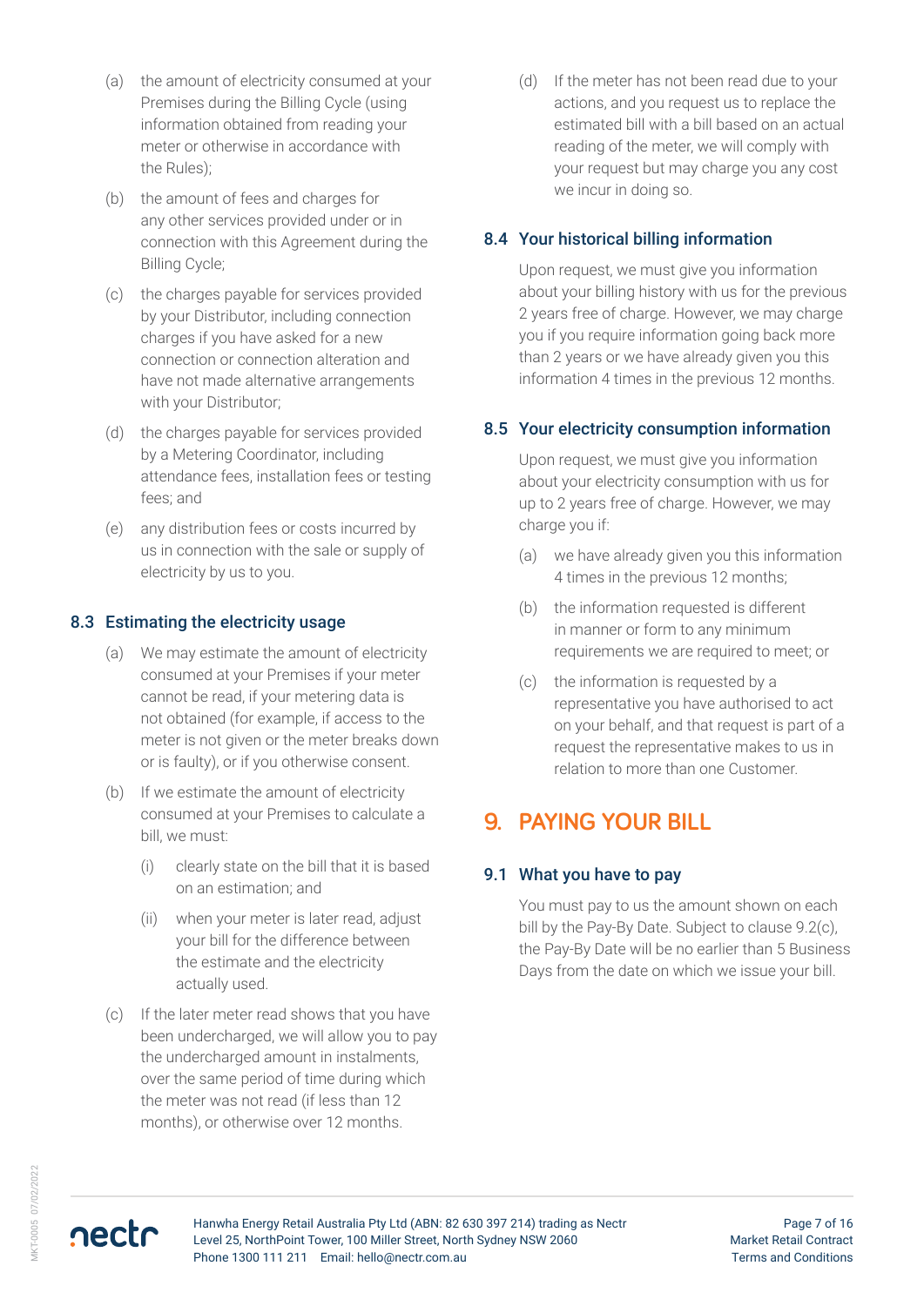(a) the amount of electricity consumed at your Premises during the Billing Cycle (using information obtained from reading your meter or otherwise in accordance with the Rules);

(b) the amount of fees and charges for any other services provided under or in connection with this Agreement during the Billing Cycle;

(c) the charges payable for services provided by your Distributor, including connection charges if you have asked for a new connection or connection alteration and have not made alternative arrangements with your Distributor;

(d) the charges payable for services provided by a Metering Coordinator, including attendance fees, installation fees or testing fees; and

(e) any distribution fees or costs incurred by us in connection with the sale or supply of electricity by us to you.

### 8.3 Estimating the electricity usage

(a) We may estimate the amount of electricity consumed at your Premises if your meter cannot be read, if your metering data is not obtained (for example, if access to the meter is not given or the meter breaks down or is faulty), or if you otherwise consent.

(b) If we estimate the amount of electricity consumed at your Premises to calculate a bill, we must:

  (i) clearly state on the bill that it is based on an estimation; and

  (ii) when your meter is later read, adjust your bill for the difference between the estimate and the electricity actually used.

(c) If the later meter read shows that you have been undercharged, we will allow you to pay the undercharged amount in instalments, over the same period of time during which the meter was not read (if less than 12 months), or otherwise over 12 months.

(d) If the meter has not been read due to your actions, and you request us to replace the estimated bill with a bill based on an actual reading of the meter, we will comply with your request but may charge you any cost we incur in doing so.

### 8.4 Your historical billing information

Upon request, we must give you information about your billing history with us for the previous 2 years free of charge. However, we may charge you if you require information going back more than 2 years or we have already given you this information 4 times in the previous 12 months.

### 8.5 Your electricity consumption information

Upon request, we must give you information about your electricity consumption with us for up to 2 years free of charge. However, we may charge you if:

(a) we have already given you this information 4 times in the previous 12 months;

(b) the information requested is different in manner or form to any minimum requirements we are required to meet; or

(c) the information is requested by a representative you have authorised to act on your behalf, and that request is part of a request the representative makes to us in relation to more than one Customer.

## 9. PAYING YOUR BILL

### 9.1 What you have to pay

You must pay to us the amount shown on each bill by the Pay-By Date. Subject to clause 9.2(c), the Pay-By Date will be no earlier than 5 Business Days from the date on which we issue your bill.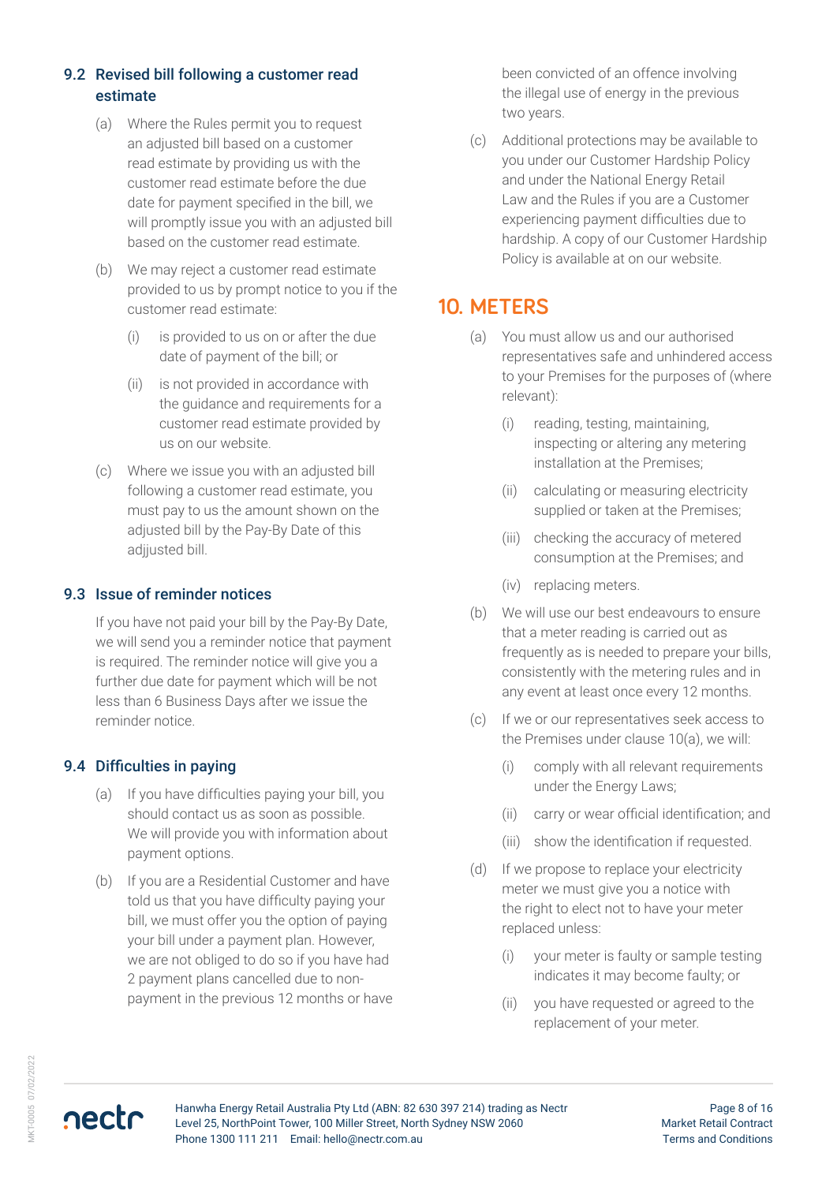### 9.2 Revised bill following a customer read estimate

(a) Where the Rules permit you to request an adjusted bill based on a customer read estimate by providing us with the customer read estimate before the due date for payment specified in the bill, we will promptly issue you with an adjusted bill based on the customer read estimate.

(b) We may reject a customer read estimate provided to us by prompt notice to you if the customer read estimate:

(i) is provided to us on or after the due date of payment of the bill; or

(ii) is not provided in accordance with the guidance and requirements for a customer read estimate provided by us on our website.

(c) Where we issue you with an adjusted bill following a customer read estimate, you must pay to us the amount shown on the adjusted bill by the Pay-By Date of this adjjusted bill.

### 9.3 Issue of reminder notices

If you have not paid your bill by the Pay-By Date, we will send you a reminder notice that payment is required. The reminder notice will give you a further due date for payment which will be not less than 6 Business Days after we issue the reminder notice.

### 9.4 Difficulties in paying

(a) If you have difficulties paying your bill, you should contact us as soon as possible. We will provide you with information about payment options.

(b) If you are a Residential Customer and have told us that you have difficulty paying your bill, we must offer you the option of paying your bill under a payment plan. However, we are not obliged to do so if you have had 2 payment plans cancelled due to non-payment in the previous 12 months or have been convicted of an offence involving the illegal use of energy in the previous two years.

(c) Additional protections may be available to you under our Customer Hardship Policy and under the National Energy Retail Law and the Rules if you are a Customer experiencing payment difficulties due to hardship. A copy of our Customer Hardship Policy is available at on our website.

## 10. METERS

(a) You must allow us and our authorised representatives safe and unhindered access to your Premises for the purposes of (where relevant):

(i) reading, testing, maintaining, inspecting or altering any metering installation at the Premises;

(ii) calculating or measuring electricity supplied or taken at the Premises;

(iii) checking the accuracy of metered consumption at the Premises; and

(iv) replacing meters.

(b) We will use our best endeavours to ensure that a meter reading is carried out as frequently as is needed to prepare your bills, consistently with the metering rules and in any event at least once every 12 months.

(c) If we or our representatives seek access to the Premises under clause 10(a), we will:

(i) comply with all relevant requirements under the Energy Laws;

(ii) carry or wear official identification; and

(iii) show the identification if requested.

(d) If we propose to replace your electricity meter we must give you a notice with the right to elect not to have your meter replaced unless:

(i) your meter is faulty or sample testing indicates it may become faulty; or

(ii) you have requested or agreed to the replacement of your meter.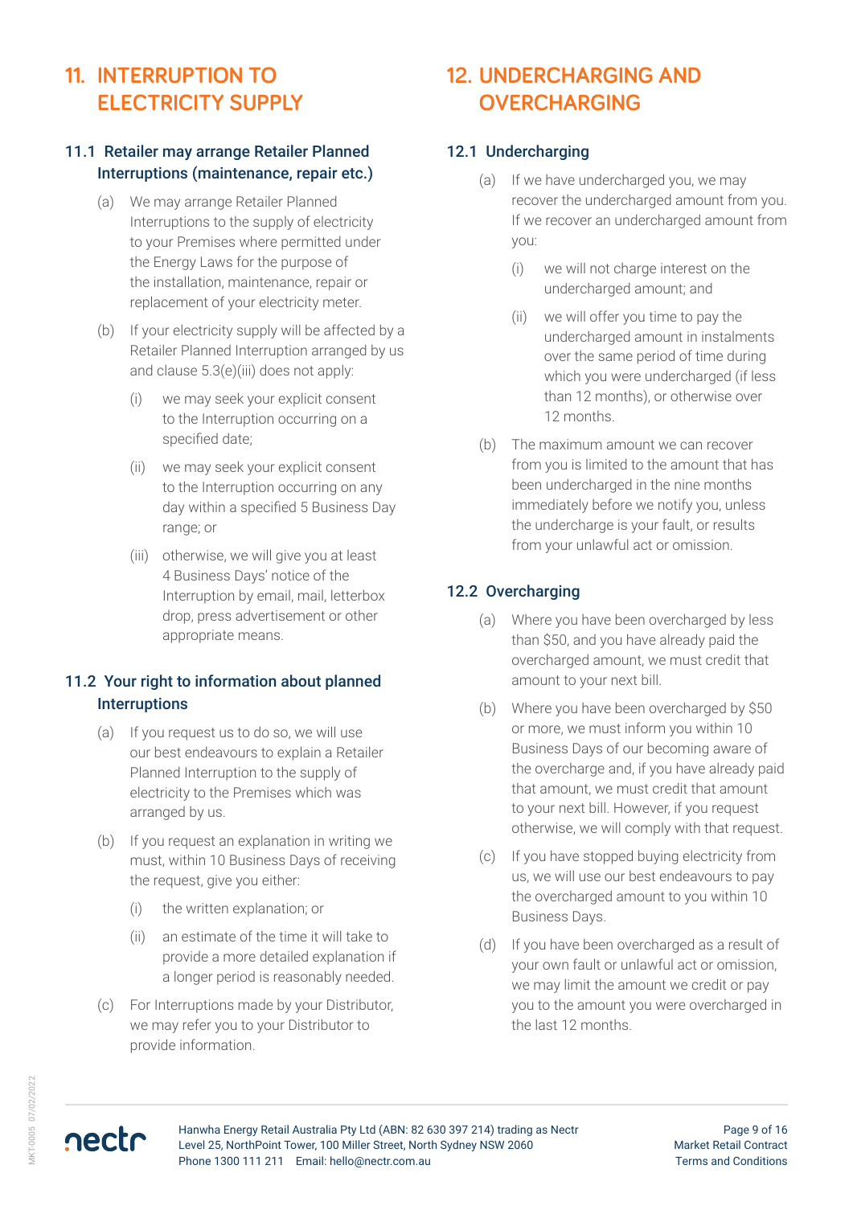# 11. INTERRUPTION TO ELECTRICITY SUPPLY

## 11.1 Retailer may arrange Retailer Planned Interruptions (maintenance, repair etc.)

(a) We may arrange Retailer Planned Interruptions to the supply of electricity to your Premises where permitted under the Energy Laws for the purpose of the installation, maintenance, repair or replacement of your electricity meter.

(b) If your electricity supply will be affected by a Retailer Planned Interruption arranged by us and clause 5.3(e)(iii) does not apply:

(i) we may seek your explicit consent to the Interruption occurring on a specified date;

(ii) we may seek your explicit consent to the Interruption occurring on any day within a specified 5 Business Day range; or

(iii) otherwise, we will give you at least 4 Business Days' notice of the Interruption by email, mail, letterbox drop, press advertisement or other appropriate means.

## 11.2 Your right to information about planned Interruptions

(a) If you request us to do so, we will use our best endeavours to explain a Retailer Planned Interruption to the supply of electricity to the Premises which was arranged by us.

(b) If you request an explanation in writing we must, within 10 Business Days of receiving the request, give you either:

(i) the written explanation; or

(ii) an estimate of the time it will take to provide a more detailed explanation if a longer period is reasonably needed.

(c) For Interruptions made by your Distributor, we may refer you to your Distributor to provide information.

# 12. UNDERCHARGING AND OVERCHARGING

## 12.1 Undercharging

(a) If we have undercharged you, we may recover the undercharged amount from you. If we recover an undercharged amount from you:

(i) we will not charge interest on the undercharged amount; and

(ii) we will offer you time to pay the undercharged amount in instalments over the same period of time during which you were undercharged (if less than 12 months), or otherwise over 12 months.

(b) The maximum amount we can recover from you is limited to the amount that has been undercharged in the nine months immediately before we notify you, unless the undercharge is your fault, or results from your unlawful act or omission.

## 12.2 Overcharging

(a) Where you have been overcharged by less than $50, and you have already paid the overcharged amount, we must credit that amount to your next bill.

(b) Where you have been overcharged by $50 or more, we must inform you within 10 Business Days of our becoming aware of the overcharge and, if you have already paid that amount, we must credit that amount to your next bill. However, if you request otherwise, we will comply with that request.

(c) If you have stopped buying electricity from us, we will use our best endeavours to pay the overcharged amount to you within 10 Business Days.

(d) If you have been overcharged as a result of your own fault or unlawful act or omission, we may limit the amount we credit or pay you to the amount you were overcharged in the last 12 months.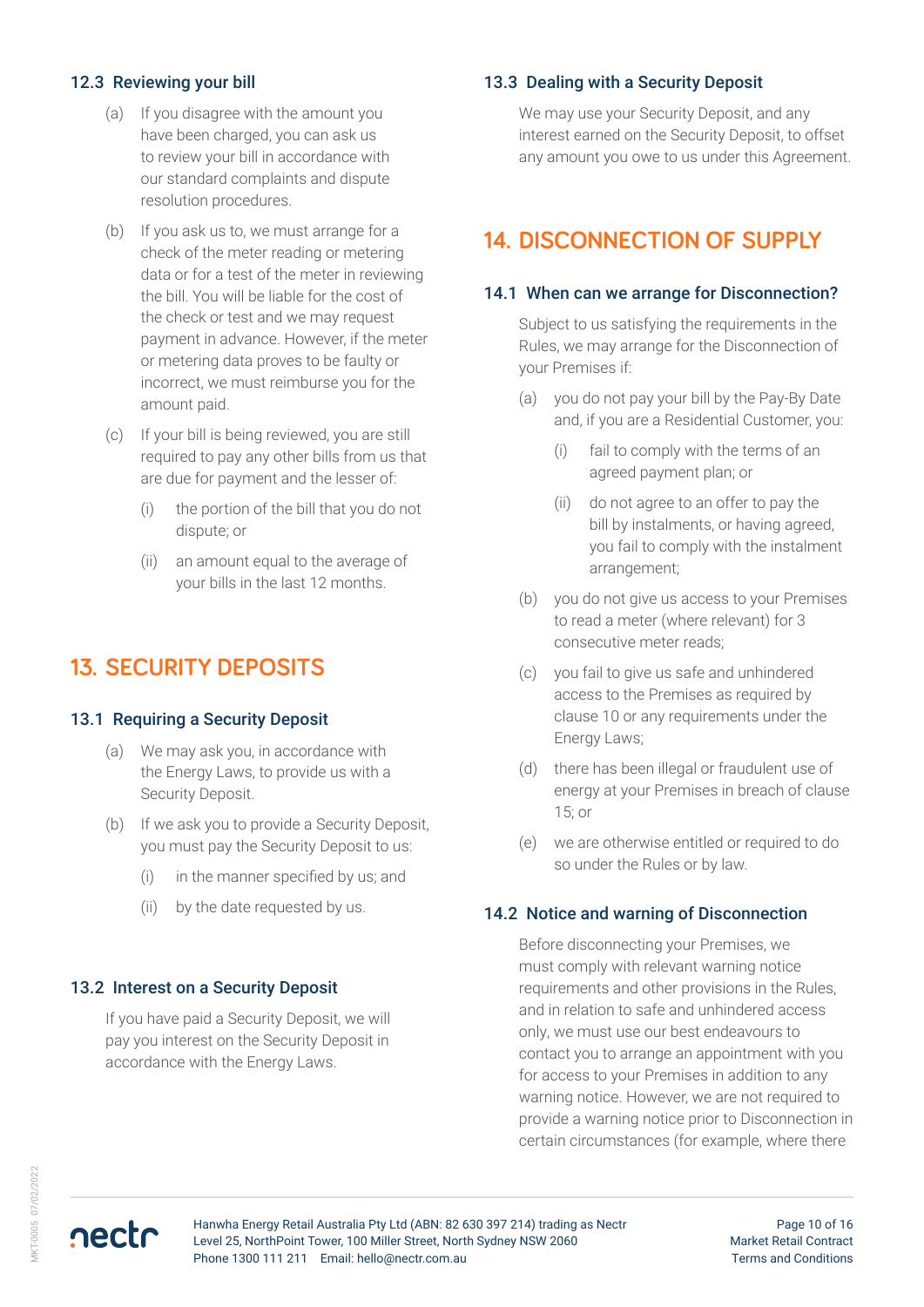### 12.3 Reviewing your bill

(a) If you disagree with the amount you have been charged, you can ask us to review your bill in accordance with our standard complaints and dispute resolution procedures.

(b) If you ask us to, we must arrange for a check of the meter reading or metering data or for a test of the meter in reviewing the bill. You will be liable for the cost of the check or test and we may request payment in advance. However, if the meter or metering data proves to be faulty or incorrect, we must reimburse you for the amount paid.

(c) If your bill is being reviewed, you are still required to pay any other bills from us that are due for payment and the lesser of:

(i) the portion of the bill that you do not dispute; or

(ii) an amount equal to the average of your bills in the last 12 months.

## 13. SECURITY DEPOSITS

### 13.1 Requiring a Security Deposit

(a) We may ask you, in accordance with the Energy Laws, to provide us with a Security Deposit.

(b) If we ask you to provide a Security Deposit, you must pay the Security Deposit to us:

(i) in the manner specified by us; and

(ii) by the date requested by us.

### 13.2 Interest on a Security Deposit

If you have paid a Security Deposit, we will pay you interest on the Security Deposit in accordance with the Energy Laws.

### 13.3 Dealing with a Security Deposit

We may use your Security Deposit, and any interest earned on the Security Deposit, to offset any amount you owe to us under this Agreement.

## 14. DISCONNECTION OF SUPPLY

### 14.1 When can we arrange for Disconnection?

Subject to us satisfying the requirements in the Rules, we may arrange for the Disconnection of your Premises if:

(a) you do not pay your bill by the Pay-By Date and, if you are a Residential Customer, you:

(i) fail to comply with the terms of an agreed payment plan; or

(ii) do not agree to an offer to pay the bill by instalments, or having agreed, you fail to comply with the instalment arrangement;

(b) you do not give us access to your Premises to read a meter (where relevant) for 3 consecutive meter reads;

(c) you fail to give us safe and unhindered access to the Premises as required by clause 10 or any requirements under the Energy Laws;

(d) there has been illegal or fraudulent use of energy at your Premises in breach of clause 15; or

(e) we are otherwise entitled or required to do so under the Rules or by law.

### 14.2 Notice and warning of Disconnection

Before disconnecting your Premises, we must comply with relevant warning notice requirements and other provisions in the Rules, and in relation to safe and unhindered access only, we must use our best endeavours to contact you to arrange an appointment with you for access to your Premises in addition to any warning notice. However, we are not required to provide a warning notice prior to Disconnection in certain circumstances (for example, where there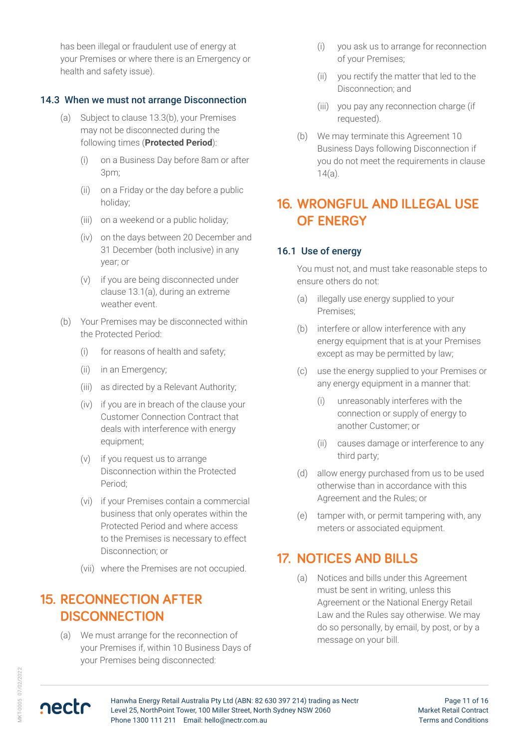has been illegal or fraudulent use of energy at your Premises or where there is an Emergency or health and safety issue).

### 14.3 When we must not arrange Disconnection

(a) Subject to clause 13.3(b), your Premises may not be disconnected during the following times (**Protected Period**):

  (i) on a Business Day before 8am or after 3pm;

  (ii) on a Friday or the day before a public holiday;

  (iii) on a weekend or a public holiday;

  (iv) on the days between 20 December and 31 December (both inclusive) in any year; or

  (v) if you are being disconnected under clause 13.1(a), during an extreme weather event.

(b) Your Premises may be disconnected within the Protected Period:

  (i) for reasons of health and safety;

  (ii) in an Emergency;

  (iii) as directed by a Relevant Authority;

  (iv) if you are in breach of the clause your Customer Connection Contract that deals with interference with energy equipment;

  (v) if you request us to arrange Disconnection within the Protected Period;

  (vi) if your Premises contain a commercial business that only operates within the Protected Period and where access to the Premises is necessary to effect Disconnection; or

  (vii) where the Premises are not occupied.

## 15. RECONNECTION AFTER DISCONNECTION

(a) We must arrange for the reconnection of your Premises if, within 10 Business Days of your Premises being disconnected:

  (i) you ask us to arrange for reconnection of your Premises;

  (ii) you rectify the matter that led to the Disconnection; and

  (iii) you pay any reconnection charge (if requested).

(b) We may terminate this Agreement 10 Business Days following Disconnection if you do not meet the requirements in clause 14(a).

## 16. WRONGFUL AND ILLEGAL USE OF ENERGY

### 16.1 Use of energy

You must not, and must take reasonable steps to ensure others do not:

(a) illegally use energy supplied to your Premises;

(b) interfere or allow interference with any energy equipment that is at your Premises except as may be permitted by law;

(c) use the energy supplied to your Premises or any energy equipment in a manner that:

  (i) unreasonably interferes with the connection or supply of energy to another Customer; or

  (ii) causes damage or interference to any third party;

(d) allow energy purchased from us to be used otherwise than in accordance with this Agreement and the Rules; or

(e) tamper with, or permit tampering with, any meters or associated equipment.

## 17. NOTICES AND BILLS

(a) Notices and bills under this Agreement must be sent in writing, unless this Agreement or the National Energy Retail Law and the Rules say otherwise. We may do so personally, by email, by post, or by a message on your bill.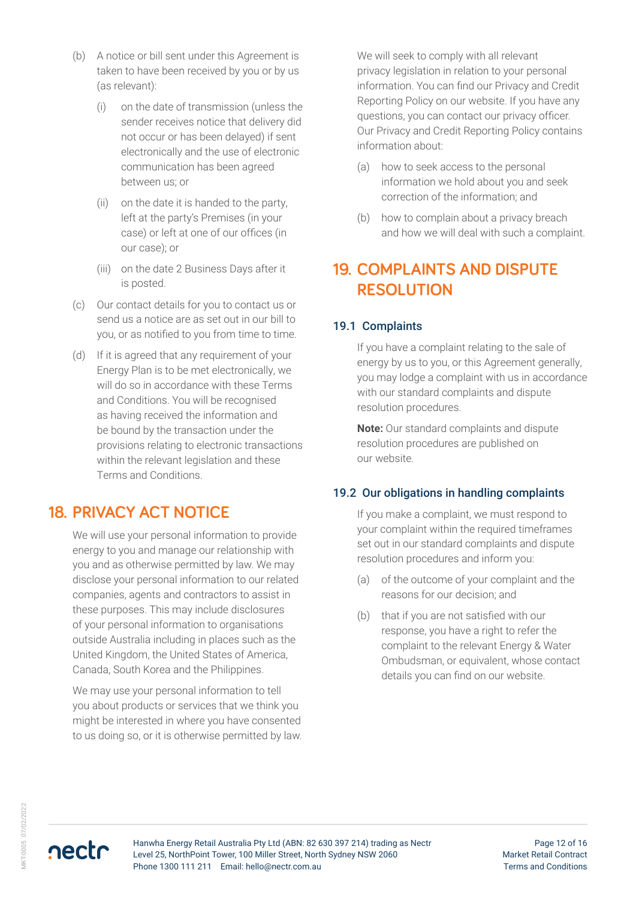(b) A notice or bill sent under this Agreement is taken to have been received by you or by us (as relevant):

(i) on the date of transmission (unless the sender receives notice that delivery did not occur or has been delayed) if sent electronically and the use of electronic communication has been agreed between us; or

(ii) on the date it is handed to the party, left at the party's Premises (in your case) or left at one of our offices (in our case); or

(iii) on the date 2 Business Days after it is posted.

(c) Our contact details for you to contact us or send us a notice are as set out in our bill to you, or as notified to you from time to time.

(d) If it is agreed that any requirement of your Energy Plan is to be met electronically, we will do so in accordance with these Terms and Conditions. You will be recognised as having received the information and be bound by the transaction under the provisions relating to electronic transactions within the relevant legislation and these Terms and Conditions.

## 18. PRIVACY ACT NOTICE

We will use your personal information to provide energy to you and manage our relationship with you and as otherwise permitted by law. We may disclose your personal information to our related companies, agents and contractors to assist in these purposes. This may include disclosures of your personal information to organisations outside Australia including in places such as the United Kingdom, the United States of America, Canada, South Korea and the Philippines.

We may use your personal information to tell you about products or services that we think you might be interested in where you have consented to us doing so, or it is otherwise permitted by law.

We will seek to comply with all relevant privacy legislation in relation to your personal information. You can find our Privacy and Credit Reporting Policy on our website. If you have any questions, you can contact our privacy officer. Our Privacy and Credit Reporting Policy contains information about:

(a) how to seek access to the personal information we hold about you and seek correction of the information; and

(b) how to complain about a privacy breach and how we will deal with such a complaint.

## 19. COMPLAINTS AND DISPUTE RESOLUTION

### 19.1 Complaints

If you have a complaint relating to the sale of energy by us to you, or this Agreement generally, you may lodge a complaint with us in accordance with our standard complaints and dispute resolution procedures.

**Note:** Our standard complaints and dispute resolution procedures are published on our website.

### 19.2 Our obligations in handling complaints

If you make a complaint, we must respond to your complaint within the required timeframes set out in our standard complaints and dispute resolution procedures and inform you:

(a) of the outcome of your complaint and the reasons for our decision; and

(b) that if you are not satisfied with our response, you have a right to refer the complaint to the relevant Energy & Water Ombudsman, or equivalent, whose contact details you can find on our website.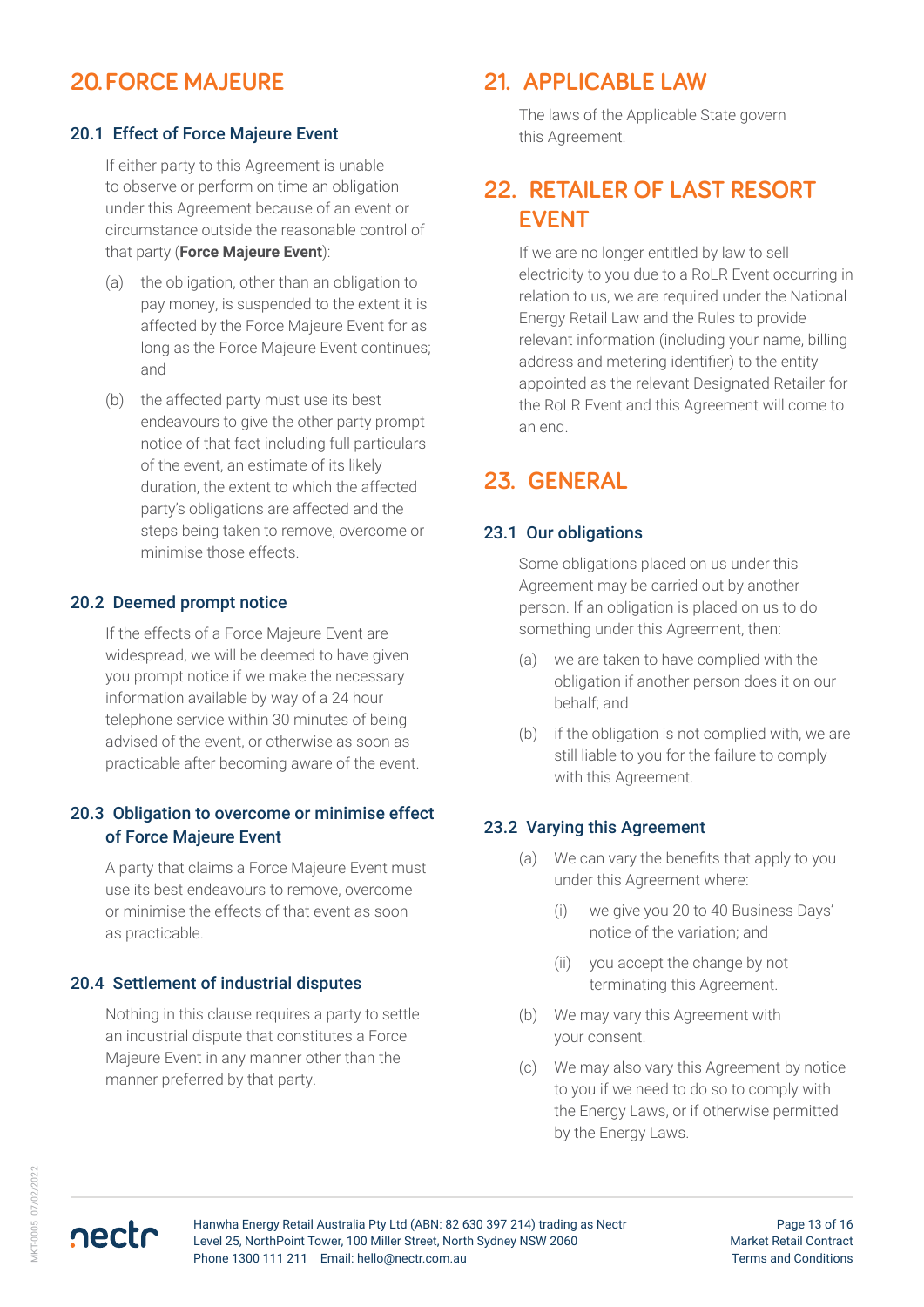## 20. FORCE MAJEURE

### 20.1 Effect of Force Majeure Event

If either party to this Agreement is unable to observe or perform on time an obligation under this Agreement because of an event or circumstance outside the reasonable control of that party (**Force Majeure Event**):

(a) the obligation, other than an obligation to pay money, is suspended to the extent it is affected by the Force Majeure Event for as long as the Force Majeure Event continues; and

(b) the affected party must use its best endeavours to give the other party prompt notice of that fact including full particulars of the event, an estimate of its likely duration, the extent to which the affected party's obligations are affected and the steps being taken to remove, overcome or minimise those effects.

### 20.2 Deemed prompt notice

If the effects of a Force Majeure Event are widespread, we will be deemed to have given you prompt notice if we make the necessary information available by way of a 24 hour telephone service within 30 minutes of being advised of the event, or otherwise as soon as practicable after becoming aware of the event.

### 20.3 Obligation to overcome or minimise effect of Force Majeure Event

A party that claims a Force Majeure Event must use its best endeavours to remove, overcome or minimise the effects of that event as soon as practicable.

### 20.4 Settlement of industrial disputes

Nothing in this clause requires a party to settle an industrial dispute that constitutes a Force Majeure Event in any manner other than the manner preferred by that party.

## 21. APPLICABLE LAW

The laws of the Applicable State govern this Agreement.

## 22. RETAILER OF LAST RESORT EVENT

If we are no longer entitled by law to sell electricity to you due to a RoLR Event occurring in relation to us, we are required under the National Energy Retail Law and the Rules to provide relevant information (including your name, billing address and metering identifier) to the entity appointed as the relevant Designated Retailer for the RoLR Event and this Agreement will come to an end.

## 23. GENERAL

### 23.1 Our obligations

Some obligations placed on us under this Agreement may be carried out by another person. If an obligation is placed on us to do something under this Agreement, then:

(a) we are taken to have complied with the obligation if another person does it on our behalf; and

(b) if the obligation is not complied with, we are still liable to you for the failure to comply with this Agreement.

### 23.2 Varying this Agreement

(a) We can vary the benefits that apply to you under this Agreement where:

   (i) we give you 20 to 40 Business Days' notice of the variation; and

   (ii) you accept the change by not terminating this Agreement.

(b) We may vary this Agreement with your consent.

(c) We may also vary this Agreement by notice to you if we need to do so to comply with the Energy Laws, or if otherwise permitted by the Energy Laws.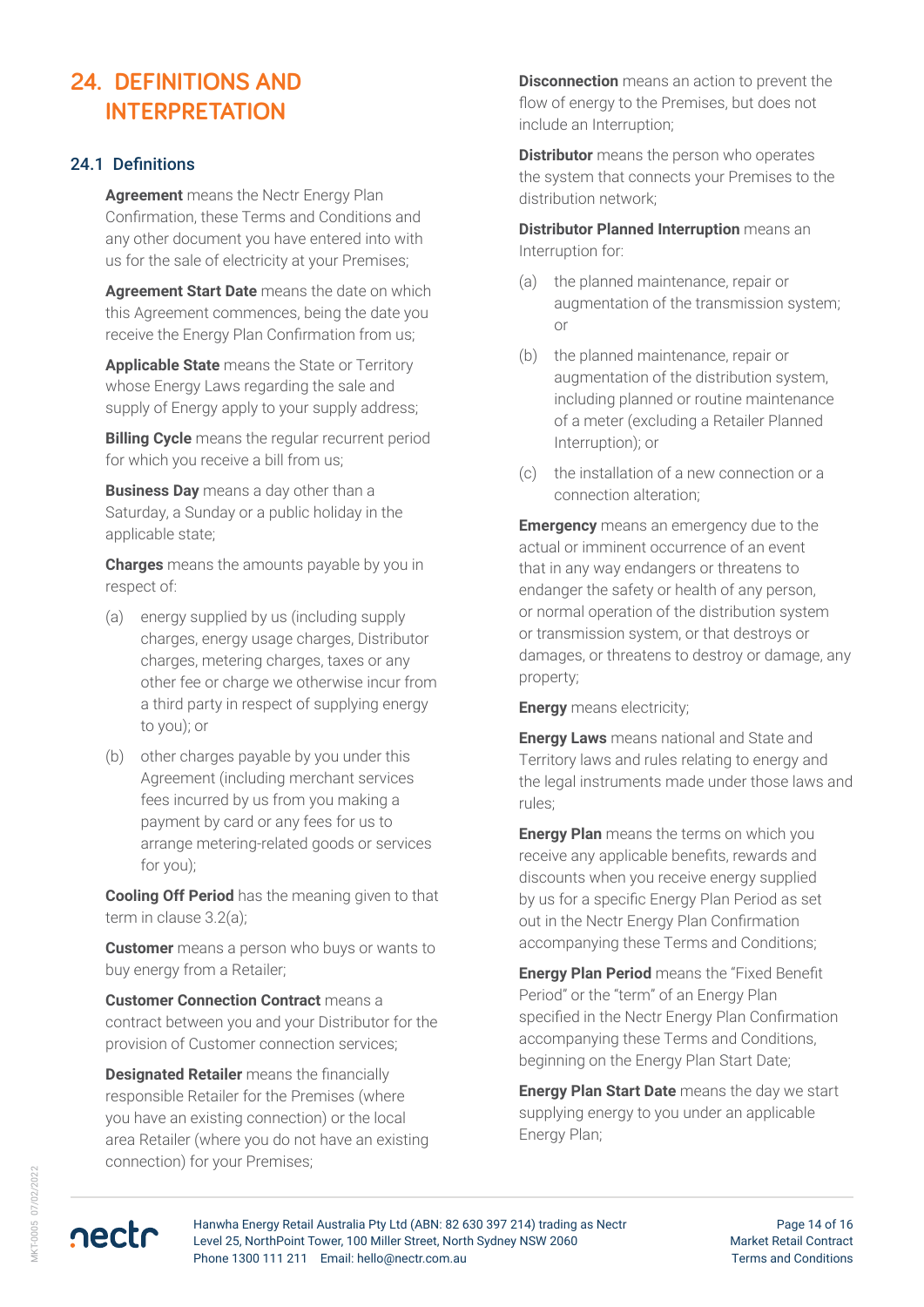# 24. DEFINITIONS AND INTERPRETATION

## 24.1 Definitions

**Agreement** means the Nectr Energy Plan Confirmation, these Terms and Conditions and any other document you have entered into with us for the sale of electricity at your Premises;

**Agreement Start Date** means the date on which this Agreement commences, being the date you receive the Energy Plan Confirmation from us;

**Applicable State** means the State or Territory whose Energy Laws regarding the sale and supply of Energy apply to your supply address;

**Billing Cycle** means the regular recurrent period for which you receive a bill from us;

**Business Day** means a day other than a Saturday, a Sunday or a public holiday in the applicable state;

**Charges** means the amounts payable by you in respect of:

(a) energy supplied by us (including supply charges, energy usage charges, Distributor charges, metering charges, taxes or any other fee or charge we otherwise incur from a third party in respect of supplying energy to you); or

(b) other charges payable by you under this Agreement (including merchant services fees incurred by us from you making a payment by card or any fees for us to arrange metering-related goods or services for you);

**Cooling Off Period** has the meaning given to that term in clause 3.2(a);

**Customer** means a person who buys or wants to buy energy from a Retailer;

**Customer Connection Contract** means a contract between you and your Distributor for the provision of Customer connection services;

**Designated Retailer** means the financially responsible Retailer for the Premises (where you have an existing connection) or the local area Retailer (where you do not have an existing connection) for your Premises;

**Disconnection** means an action to prevent the flow of energy to the Premises, but does not include an Interruption;

**Distributor** means the person who operates the system that connects your Premises to the distribution network;

**Distributor Planned Interruption** means an Interruption for:

(a) the planned maintenance, repair or augmentation of the transmission system; or

(b) the planned maintenance, repair or augmentation of the distribution system, including planned or routine maintenance of a meter (excluding a Retailer Planned Interruption); or

(c) the installation of a new connection or a connection alteration;

**Emergency** means an emergency due to the actual or imminent occurrence of an event that in any way endangers or threatens to endanger the safety or health of any person, or normal operation of the distribution system or transmission system, or that destroys or damages, or threatens to destroy or damage, any property;

**Energy** means electricity;

**Energy Laws** means national and State and Territory laws and rules relating to energy and the legal instruments made under those laws and rules;

**Energy Plan** means the terms on which you receive any applicable benefits, rewards and discounts when you receive energy supplied by us for a specific Energy Plan Period as set out in the Nectr Energy Plan Confirmation accompanying these Terms and Conditions;

**Energy Plan Period** means the "Fixed Benefit Period" or the "term" of an Energy Plan specified in the Nectr Energy Plan Confirmation accompanying these Terms and Conditions, beginning on the Energy Plan Start Date;

**Energy Plan Start Date** means the day we start supplying energy to you under an applicable Energy Plan;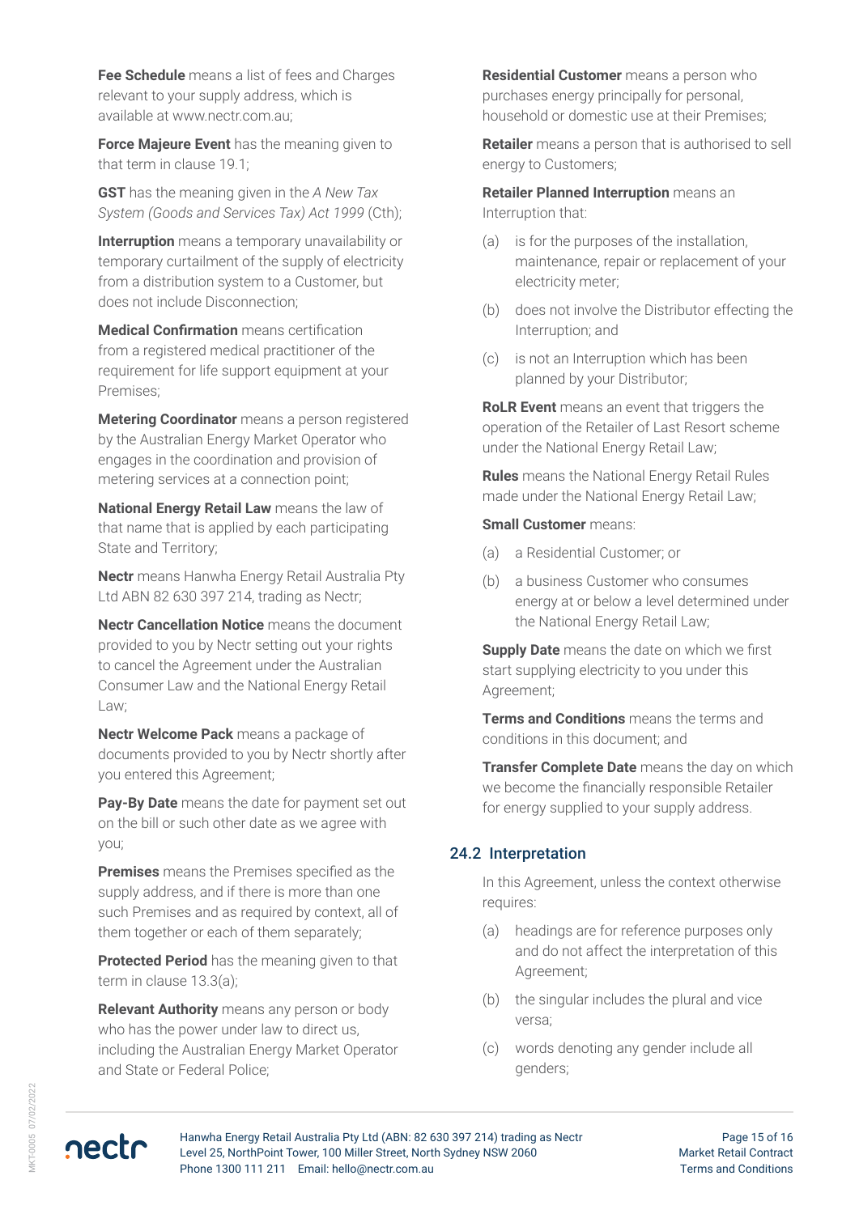**Fee Schedule** means a list of fees and Charges relevant to your supply address, which is available at www.nectr.com.au;

**Force Majeure Event** has the meaning given to that term in clause 19.1;

**GST** has the meaning given in the *A New Tax System (Goods and Services Tax) Act 1999* (Cth);

**Interruption** means a temporary unavailability or temporary curtailment of the supply of electricity from a distribution system to a Customer, but does not include Disconnection;

**Medical Confirmation** means certification from a registered medical practitioner of the requirement for life support equipment at your Premises;

**Metering Coordinator** means a person registered by the Australian Energy Market Operator who engages in the coordination and provision of metering services at a connection point;

**National Energy Retail Law** means the law of that name that is applied by each participating State and Territory;

**Nectr** means Hanwha Energy Retail Australia Pty Ltd ABN 82 630 397 214, trading as Nectr;

**Nectr Cancellation Notice** means the document provided to you by Nectr setting out your rights to cancel the Agreement under the Australian Consumer Law and the National Energy Retail Law;

**Nectr Welcome Pack** means a package of documents provided to you by Nectr shortly after you entered this Agreement;

**Pay-By Date** means the date for payment set out on the bill or such other date as we agree with you;

**Premises** means the Premises specified as the supply address, and if there is more than one such Premises and as required by context, all of them together or each of them separately;

**Protected Period** has the meaning given to that term in clause 13.3(a);

**Relevant Authority** means any person or body who has the power under law to direct us, including the Australian Energy Market Operator and State or Federal Police;

**Residential Customer** means a person who purchases energy principally for personal, household or domestic use at their Premises;

**Retailer** means a person that is authorised to sell energy to Customers;

**Retailer Planned Interruption** means an Interruption that:

(a) is for the purposes of the installation, maintenance, repair or replacement of your electricity meter;

(b) does not involve the Distributor effecting the Interruption; and

(c) is not an Interruption which has been planned by your Distributor;

**RoLR Event** means an event that triggers the operation of the Retailer of Last Resort scheme under the National Energy Retail Law;

**Rules** means the National Energy Retail Rules made under the National Energy Retail Law;

**Small Customer** means:

(a) a Residential Customer; or

(b) a business Customer who consumes energy at or below a level determined under the National Energy Retail Law;

**Supply Date** means the date on which we first start supplying electricity to you under this Agreement;

**Terms and Conditions** means the terms and conditions in this document; and

**Transfer Complete Date** means the day on which we become the financially responsible Retailer for energy supplied to your supply address.

## 24.2 Interpretation

In this Agreement, unless the context otherwise requires:

(a) headings are for reference purposes only and do not affect the interpretation of this Agreement;

(b) the singular includes the plural and vice versa;

(c) words denoting any gender include all genders;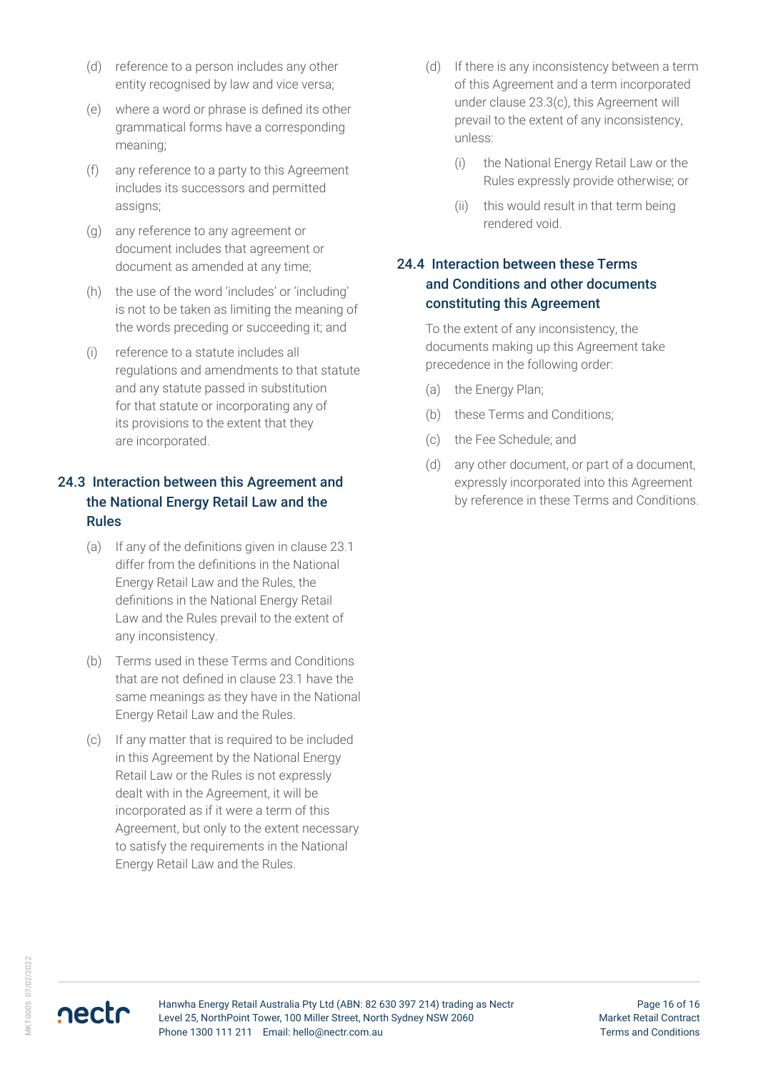(d) reference to a person includes any other entity recognised by law and vice versa;

(e) where a word or phrase is defined its other grammatical forms have a corresponding meaning;

(f) any reference to a party to this Agreement includes its successors and permitted assigns;

(g) any reference to any agreement or document includes that agreement or document as amended at any time;

(h) the use of the word 'includes' or 'including' is not to be taken as limiting the meaning of the words preceding or succeeding it; and

(i) reference to a statute includes all regulations and amendments to that statute and any statute passed in substitution for that statute or incorporating any of its provisions to the extent that they are incorporated.

### 24.3 Interaction between this Agreement and the National Energy Retail Law and the Rules

(a) If any of the definitions given in clause 23.1 differ from the definitions in the National Energy Retail Law and the Rules, the definitions in the National Energy Retail Law and the Rules prevail to the extent of any inconsistency.

(b) Terms used in these Terms and Conditions that are not defined in clause 23.1 have the same meanings as they have in the National Energy Retail Law and the Rules.

(c) If any matter that is required to be included in this Agreement by the National Energy Retail Law or the Rules is not expressly dealt with in the Agreement, it will be incorporated as if it were a term of this Agreement, but only to the extent necessary to satisfy the requirements in the National Energy Retail Law and the Rules.

(d) If there is any inconsistency between a term of this Agreement and a term incorporated under clause 23.3(c), this Agreement will prevail to the extent of any inconsistency, unless:

(i) the National Energy Retail Law or the Rules expressly provide otherwise; or

(ii) this would result in that term being rendered void.

### 24.4 Interaction between these Terms and Conditions and other documents constituting this Agreement

To the extent of any inconsistency, the documents making up this Agreement take precedence in the following order:

(a) the Energy Plan;

(b) these Terms and Conditions;

(c) the Fee Schedule; and

(d) any other document, or part of a document, expressly incorporated into this Agreement by reference in these Terms and Conditions.